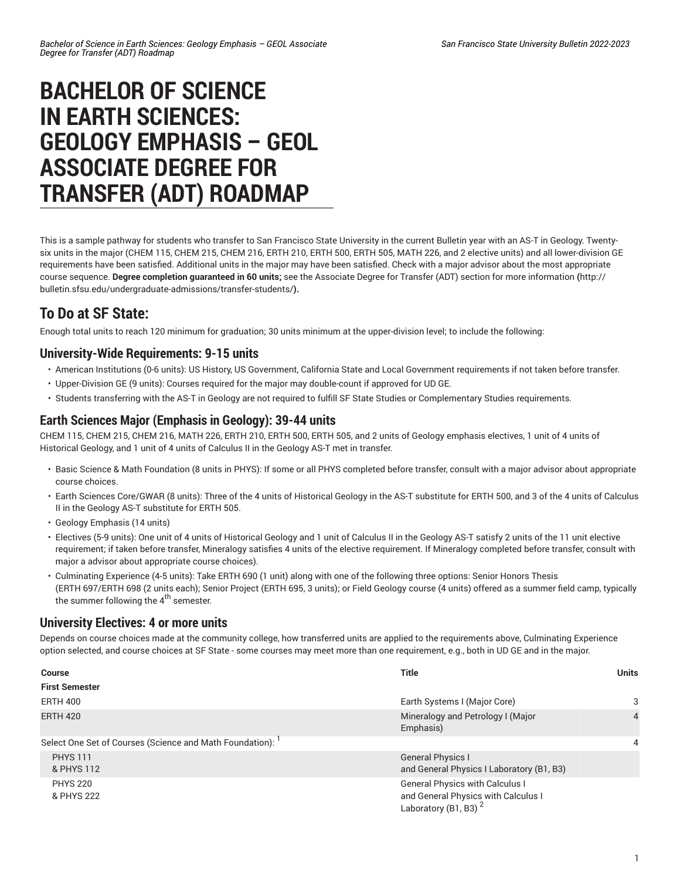# BACHELOR OF SCIENCE IN EARTH SCIENCES: GEOLOGY EMPHASIS – GEOL ASSOCIATE DEGREE FOR TRANSFER (ADT) ROADMAP

This is a sample pathway for students who transfer to San Francisco State University in the current Bulletin year with an AS-T in Geology. Twenty-six units in the major (CHEM 115, CHEM 215, CHEM 216, ERTH 210, ERTH 500, ERTH 505, MATH 226, and 2 elective units) and all lower-division GE requirements have been satisfied. Additional units in the major may have been satisfied. Check with a major advisor about the most appropriate course sequence. **Degree completion guaranteed in 60 units;** see the Associate Degree for Transfer (ADT) section for more information **(**http://bulletin.sfsu.edu/undergraduate-admissions/transfer-students/**).**

## To Do at SF State:

Enough total units to reach 120 minimum for graduation; 30 units minimum at the upper-division level; to include the following:

### University-Wide Requirements: 9-15 units

- American Institutions (0-6 units): US History, US Government, California State and Local Government requirements if not taken before transfer.
- Upper-Division GE (9 units): Courses required for the major may double-count if approved for UD GE.
- Students transferring with the AS-T in Geology are not required to fulfill SF State Studies or Complementary Studies requirements.

### Earth Sciences Major (Emphasis in Geology): 39-44 units

CHEM 115, CHEM 215, CHEM 216, MATH 226, ERTH 210, ERTH 500, ERTH 505, and 2 units of Geology emphasis electives, 1 unit of 4 units of Historical Geology, and 1 unit of 4 units of Calculus II in the Geology AS-T met in transfer.

- Basic Science & Math Foundation (8 units in PHYS): If some or all PHYS completed before transfer, consult with a major advisor about appropriate course choices.
- Earth Sciences Core/GWAR (8 units): Three of the 4 units of Historical Geology in the AS-T substitute for ERTH 500, and 3 of the 4 units of Calculus II in the Geology AS-T substitute for ERTH 505.
- Geology Emphasis (14 units)
- Electives (5-9 units): One unit of 4 units of Historical Geology and 1 unit of Calculus II in the Geology AS-T satisfy 2 units of the 11 unit elective requirement; if taken before transfer, Mineralogy satisfies 4 units of the elective requirement. If Mineralogy completed before transfer, consult with major a advisor about appropriate course choices).
- Culminating Experience (4-5 units): Take ERTH 690 (1 unit) along with one of the following three options: Senior Honors Thesis (ERTH 697/ERTH 698 (2 units each); Senior Project (ERTH 695, 3 units); or Field Geology course (4 units) offered as a summer field camp, typically the summer following the 4$^{th}$ semester.

### University Electives: 4 or more units

Depends on course choices made at the community college, how transferred units are applied to the requirements above, Culminating Experience option selected, and course choices at SF State - some courses may meet more than one requirement, e.g., both in UD GE and in the major.

| Course | Title | Units |
|---|---|---|
| **First Semester** | | |
| ERTH 400 | Earth Systems I (Major Core) | 3 |
| ERTH 420 | Mineralogy and Petrology I (Major Emphasis) | 4 |
| Select One Set of Courses (Science and Math Foundation): [1] | | 4 |
| PHYS 111<br>& PHYS 112 | General Physics I<br>and General Physics I Laboratory (B1, B3) | |
| PHYS 220<br>& PHYS 222 | General Physics with Calculus I<br>and General Physics with Calculus I Laboratory (B1, B3) [2] | |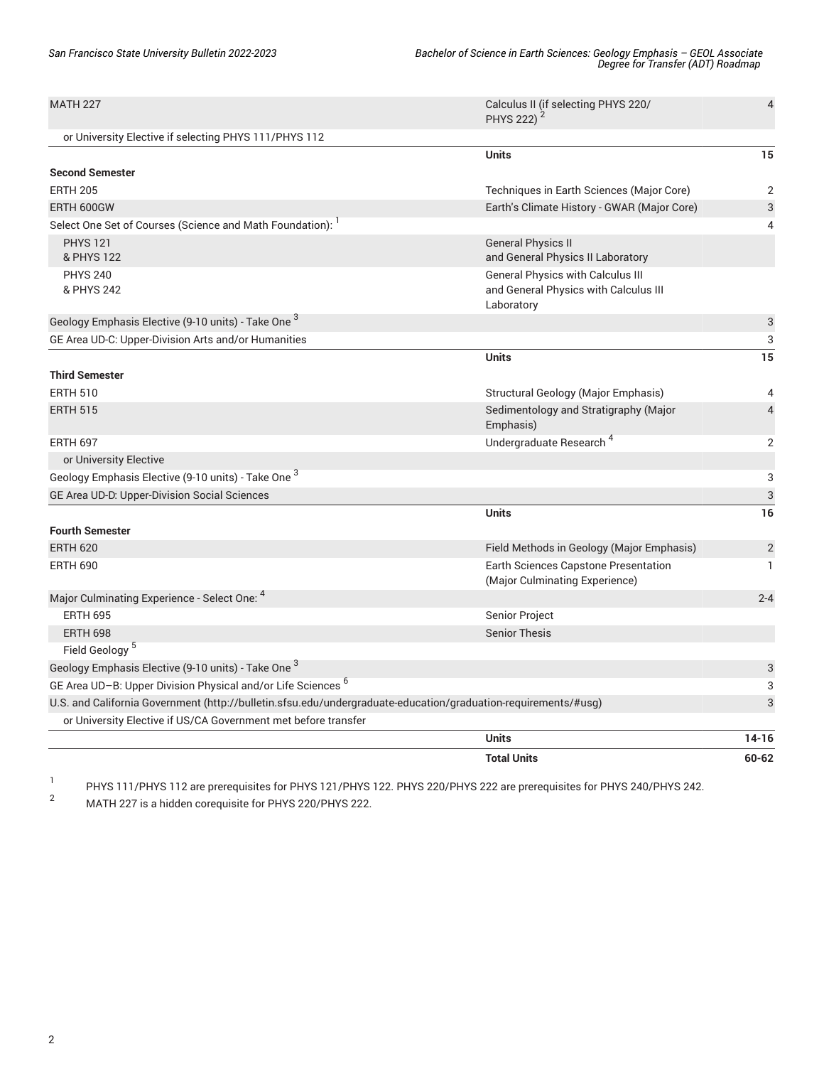| Course | Title | Units |
|---|---|---|
| MATH 227 | Calculus II (if selecting PHYS 220/ PHYS 222) [2] | 4 |
| or University Elective if selecting PHYS 111/PHYS 112 | | |
| | **Units** | **15** |
| **Second Semester** | | |
| ERTH 205 | Techniques in Earth Sciences (Major Core) | 2 |
| ERTH 600GW | Earth's Climate History - GWAR (Major Core) | 3 |
| Select One Set of Courses (Science and Math Foundation): [1] | | 4 |
| PHYS 121 & PHYS 122 | General Physics II and General Physics II Laboratory | |
| PHYS 240 & PHYS 242 | General Physics with Calculus III and General Physics with Calculus III Laboratory | |
| Geology Emphasis Elective (9-10 units) - Take One [3] | | 3 |
| GE Area UD-C: Upper-Division Arts and/or Humanities | | 3 |
| | **Units** | **15** |
| **Third Semester** | | |
| ERTH 510 | Structural Geology (Major Emphasis) | 4 |
| ERTH 515 | Sedimentology and Stratigraphy (Major Emphasis) | 4 |
| ERTH 697 | Undergraduate Research [4] | 2 |
| or University Elective | | |
| Geology Emphasis Elective (9-10 units) - Take One [3] | | 3 |
| GE Area UD-D: Upper-Division Social Sciences | | 3 |
| | **Units** | **16** |
| **Fourth Semester** | | |
| ERTH 620 | Field Methods in Geology (Major Emphasis) | 2 |
| ERTH 690 | Earth Sciences Capstone Presentation (Major Culminating Experience) | 1 |
| Major Culminating Experience - Select One: [4] | | 2-4 |
| ERTH 695 | Senior Project | |
| ERTH 698 | Senior Thesis | |
| Field Geology [5] | | |
| Geology Emphasis Elective (9-10 units) - Take One [3] | | 3 |
| GE Area UD–B: Upper Division Physical and/or Life Sciences [6] | | 3 |
| U.S. and California Government (http://bulletin.sfsu.edu/undergraduate-education/graduation-requirements/#usg) | | 3 |
| or University Elective if US/CA Government met before transfer | | |
| | **Units** | **14-16** |
| | **Total Units** | **60-62** |

1. PHYS 111/PHYS 112 are prerequisites for PHYS 121/PHYS 122. PHYS 220/PHYS 222 are prerequisites for PHYS 240/PHYS 242.
2. MATH 227 is a hidden corequisite for PHYS 220/PHYS 222.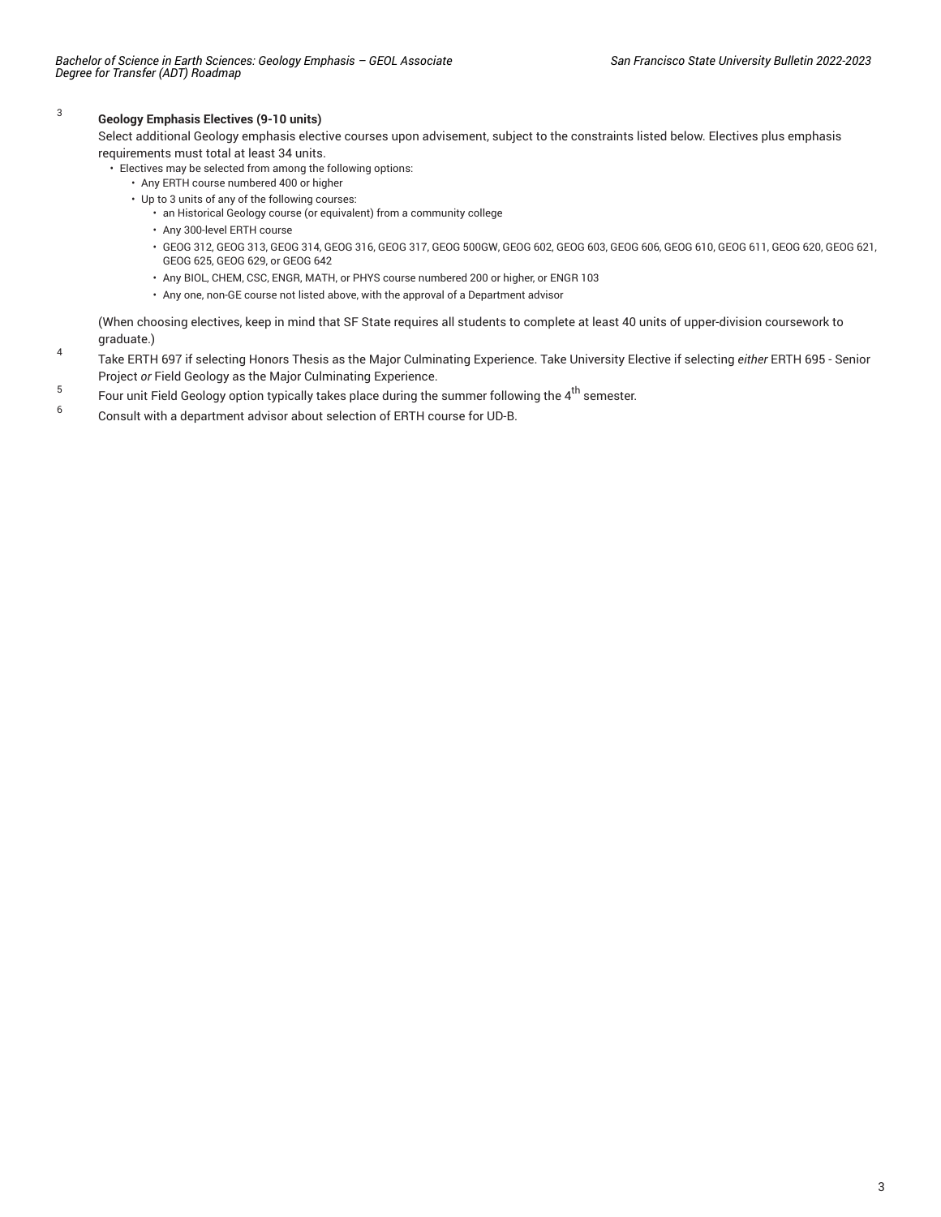[3] **Geology Emphasis Electives (9-10 units)**

Select additional Geology emphasis elective courses upon advisement, subject to the constraints listed below. Electives plus emphasis requirements must total at least 34 units.

- Electives may be selected from among the following options:
  - Any ERTH course numbered 400 or higher
  - Up to 3 units of any of the following courses:
    - an Historical Geology course (or equivalent) from a community college
    - Any 300-level ERTH course
    - GEOG 312, GEOG 313, GEOG 314, GEOG 316, GEOG 317, GEOG 500GW, GEOG 602, GEOG 603, GEOG 606, GEOG 610, GEOG 611, GEOG 620, GEOG 621, GEOG 625, GEOG 629, or GEOG 642
    - Any BIOL, CHEM, CSC, ENGR, MATH, or PHYS course numbered 200 or higher, or ENGR 103
    - Any one, non-GE course not listed above, with the approval of a Department advisor

(When choosing electives, keep in mind that SF State requires all students to complete at least 40 units of upper-division coursework to graduate.)

[4] Take ERTH 697 if selecting Honors Thesis as the Major Culminating Experience. Take University Elective if selecting *either* ERTH 695 - Senior Project *or* Field Geology as the Major Culminating Experience.

[5] Four unit Field Geology option typically takes place during the summer following the 4th semester.

[6] Consult with a department advisor about selection of ERTH course for UD-B.